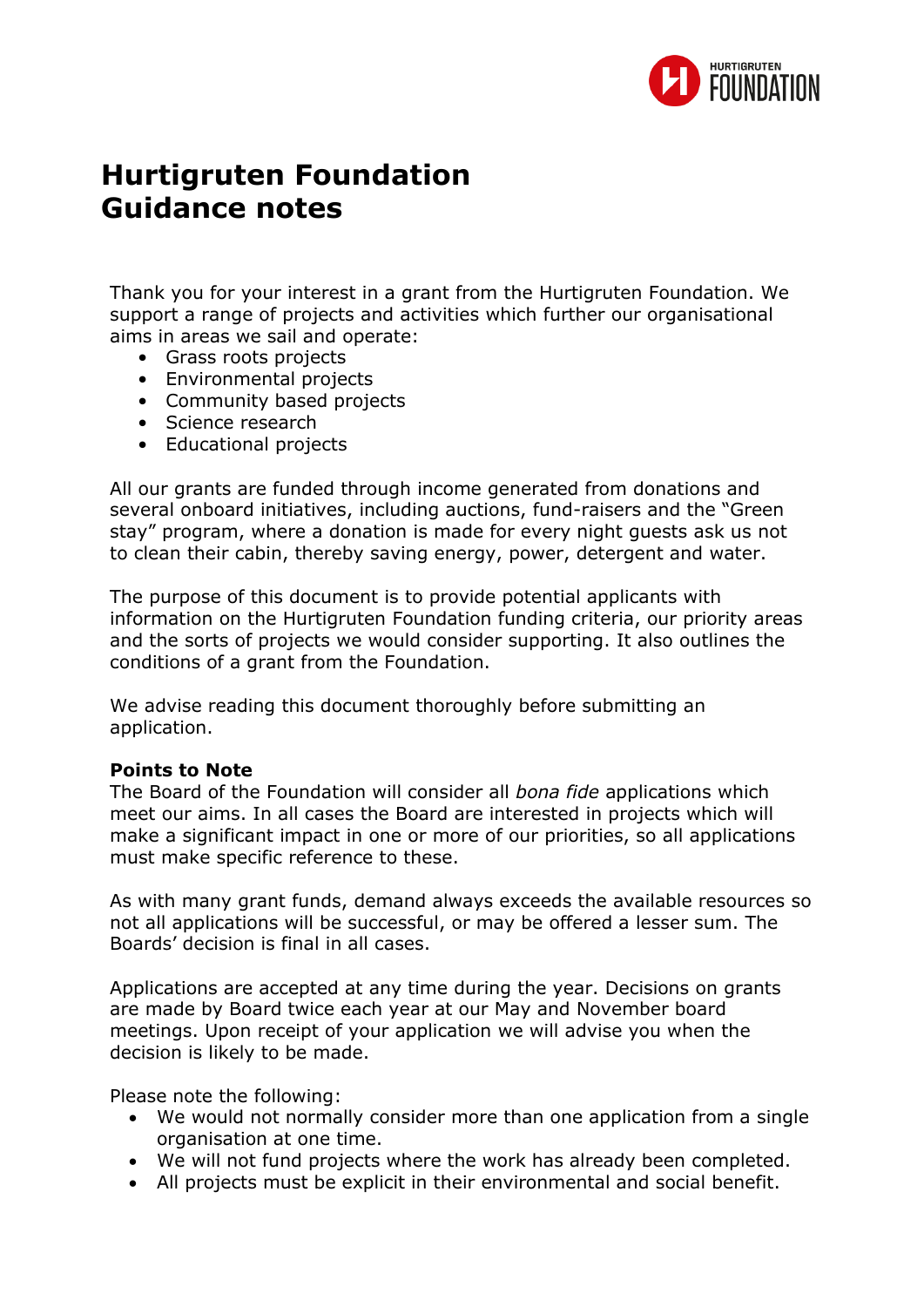# Hurtigruten Foundation Guidance notes

Thank you for your interest in a grant from the Hurtigruten Foundation. We support a range of projects and activities which further our organisational aims in areas we sail and operate:

- Grass roots projects
- Environmental projects
- Community based projects
- Science research
- Educational projects

All our grants are funded through income generated from donations and several onboard initiatives, including auctions, fund-raisers and the "Green stay" program, where a donation is made for every night guests ask us not to clean their cabin, thereby saving energy, power, detergent and water.

The purpose of this document is to provide potential applicants with information on the Hurtigruten Foundation funding criteria, our priority areas and the sorts of projects we would consider supporting. It also outlines the conditions of a grant from the Foundation.

We advise reading this document thoroughly before submitting an application.

**Points to Note**

The Board of the Foundation will consider all *bona fide* applications which meet our aims. In all cases the Board are interested in projects which will make a significant impact in one or more of our priorities, so all applications must make specific reference to these.

As with many grant funds, demand always exceeds the available resources so not all applications will be successful, or may be offered a lesser sum. The Boards' decision is final in all cases.

Applications are accepted at any time during the year. Decisions on grants are made by Board twice each year at our May and November board meetings. Upon receipt of your application we will advise you when the decision is likely to be made.

Please note the following:

- We would not normally consider more than one application from a single organisation at one time.
- We will not fund projects where the work has already been completed.
- All projects must be explicit in their environmental and social benefit.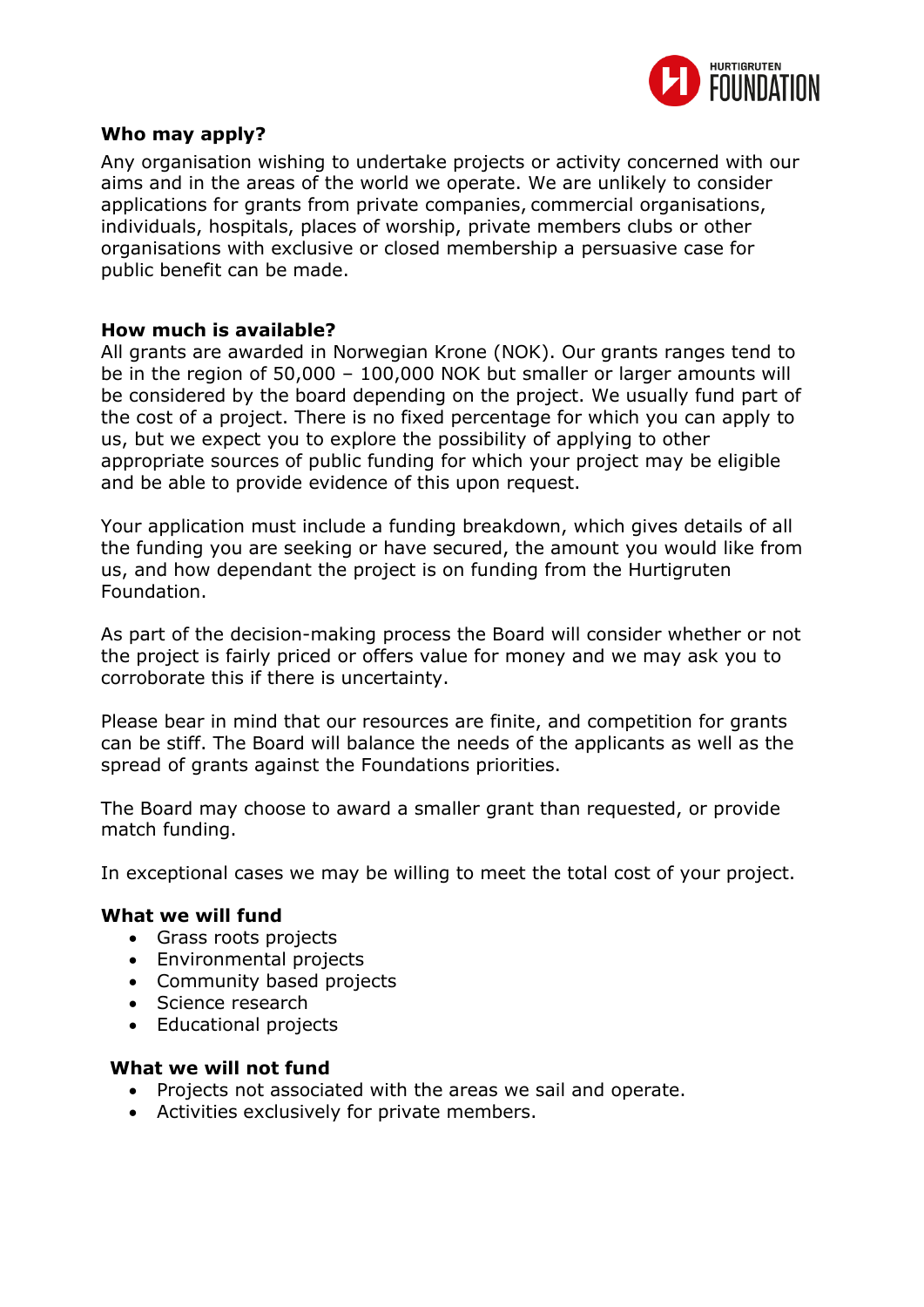**Who may apply?**

Any organisation wishing to undertake projects or activity concerned with our aims and in the areas of the world we operate. We are unlikely to consider applications for grants from private companies, commercial organisations, individuals, hospitals, places of worship, private members clubs or other organisations with exclusive or closed membership a persuasive case for public benefit can be made.

**How much is available?**

All grants are awarded in Norwegian Krone (NOK). Our grants ranges tend to be in the region of 50,000 – 100,000 NOK but smaller or larger amounts will be considered by the board depending on the project. We usually fund part of the cost of a project. There is no fixed percentage for which you can apply to us, but we expect you to explore the possibility of applying to other appropriate sources of public funding for which your project may be eligible and be able to provide evidence of this upon request.

Your application must include a funding breakdown, which gives details of all the funding you are seeking or have secured, the amount you would like from us, and how dependant the project is on funding from the Hurtigruten Foundation.

As part of the decision-making process the Board will consider whether or not the project is fairly priced or offers value for money and we may ask you to corroborate this if there is uncertainty.

Please bear in mind that our resources are finite, and competition for grants can be stiff. The Board will balance the needs of the applicants as well as the spread of grants against the Foundations priorities.

The Board may choose to award a smaller grant than requested, or provide match funding.

In exceptional cases we may be willing to meet the total cost of your project.

**What we will fund**

- Grass roots projects
- Environmental projects
- Community based projects
- Science research
- Educational projects

**What we will not fund**

- Projects not associated with the areas we sail and operate.
- Activities exclusively for private members.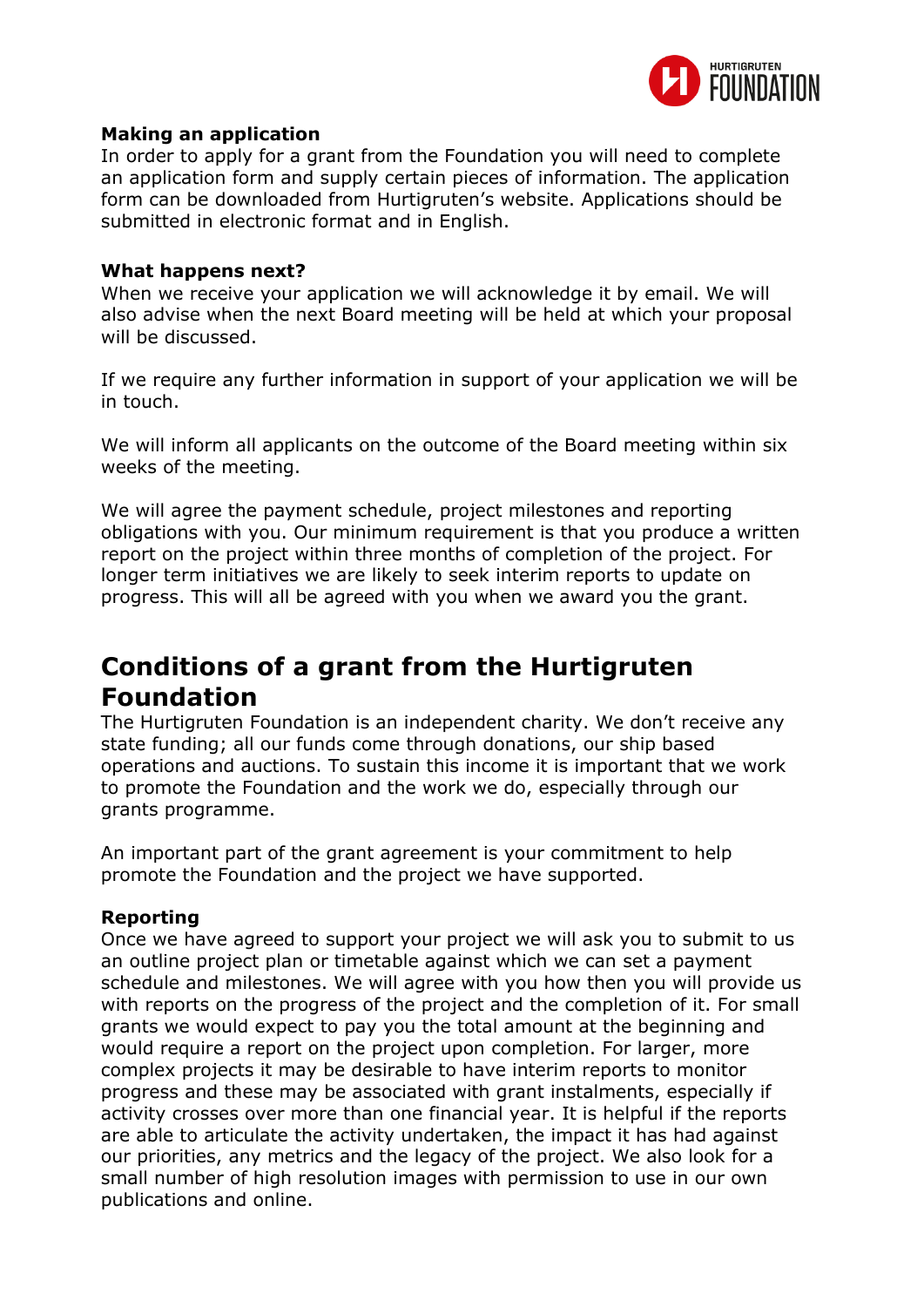### Making an application

In order to apply for a grant from the Foundation you will need to complete an application form and supply certain pieces of information. The application form can be downloaded from Hurtigruten's website. Applications should be submitted in electronic format and in English.

### What happens next?

When we receive your application we will acknowledge it by email. We will also advise when the next Board meeting will be held at which your proposal will be discussed.

If we require any further information in support of your application we will be in touch.

We will inform all applicants on the outcome of the Board meeting within six weeks of the meeting.

We will agree the payment schedule, project milestones and reporting obligations with you. Our minimum requirement is that you produce a written report on the project within three months of completion of the project. For longer term initiatives we are likely to seek interim reports to update on progress. This will all be agreed with you when we award you the grant.

## Conditions of a grant from the Hurtigruten Foundation

The Hurtigruten Foundation is an independent charity. We don't receive any state funding; all our funds come through donations, our ship based operations and auctions. To sustain this income it is important that we work to promote the Foundation and the work we do, especially through our grants programme.

An important part of the grant agreement is your commitment to help promote the Foundation and the project we have supported.

### Reporting

Once we have agreed to support your project we will ask you to submit to us an outline project plan or timetable against which we can set a payment schedule and milestones. We will agree with you how then you will provide us with reports on the progress of the project and the completion of it. For small grants we would expect to pay you the total amount at the beginning and would require a report on the project upon completion. For larger, more complex projects it may be desirable to have interim reports to monitor progress and these may be associated with grant instalments, especially if activity crosses over more than one financial year. It is helpful if the reports are able to articulate the activity undertaken, the impact it has had against our priorities, any metrics and the legacy of the project. We also look for a small number of high resolution images with permission to use in our own publications and online.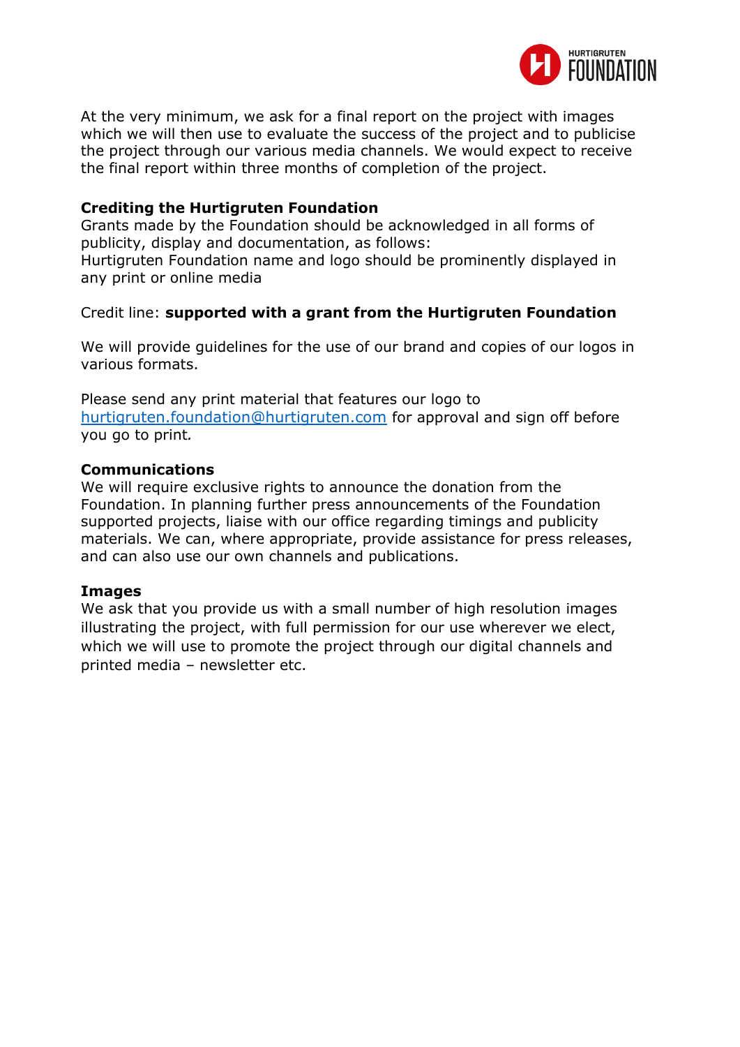At the very minimum, we ask for a final report on the project with images which we will then use to evaluate the success of the project and to publicise the project through our various media channels. We would expect to receive the final report within three months of completion of the project.

**Crediting the Hurtigruten Foundation**

Grants made by the Foundation should be acknowledged in all forms of publicity, display and documentation, as follows:
Hurtigruten Foundation name and logo should be prominently displayed in any print or online media

Credit line: **supported with a grant from the Hurtigruten Foundation**

We will provide guidelines for the use of our brand and copies of our logos in various formats.

Please send any print material that features our logo to hurtigruten.foundation@hurtigruten.com for approval and sign off before you go to print*.*

**Communications**

We will require exclusive rights to announce the donation from the Foundation. In planning further press announcements of the Foundation supported projects, liaise with our office regarding timings and publicity materials. We can, where appropriate, provide assistance for press releases, and can also use our own channels and publications.

**Images**

We ask that you provide us with a small number of high resolution images illustrating the project, with full permission for our use wherever we elect, which we will use to promote the project through our digital channels and printed media – newsletter etc.